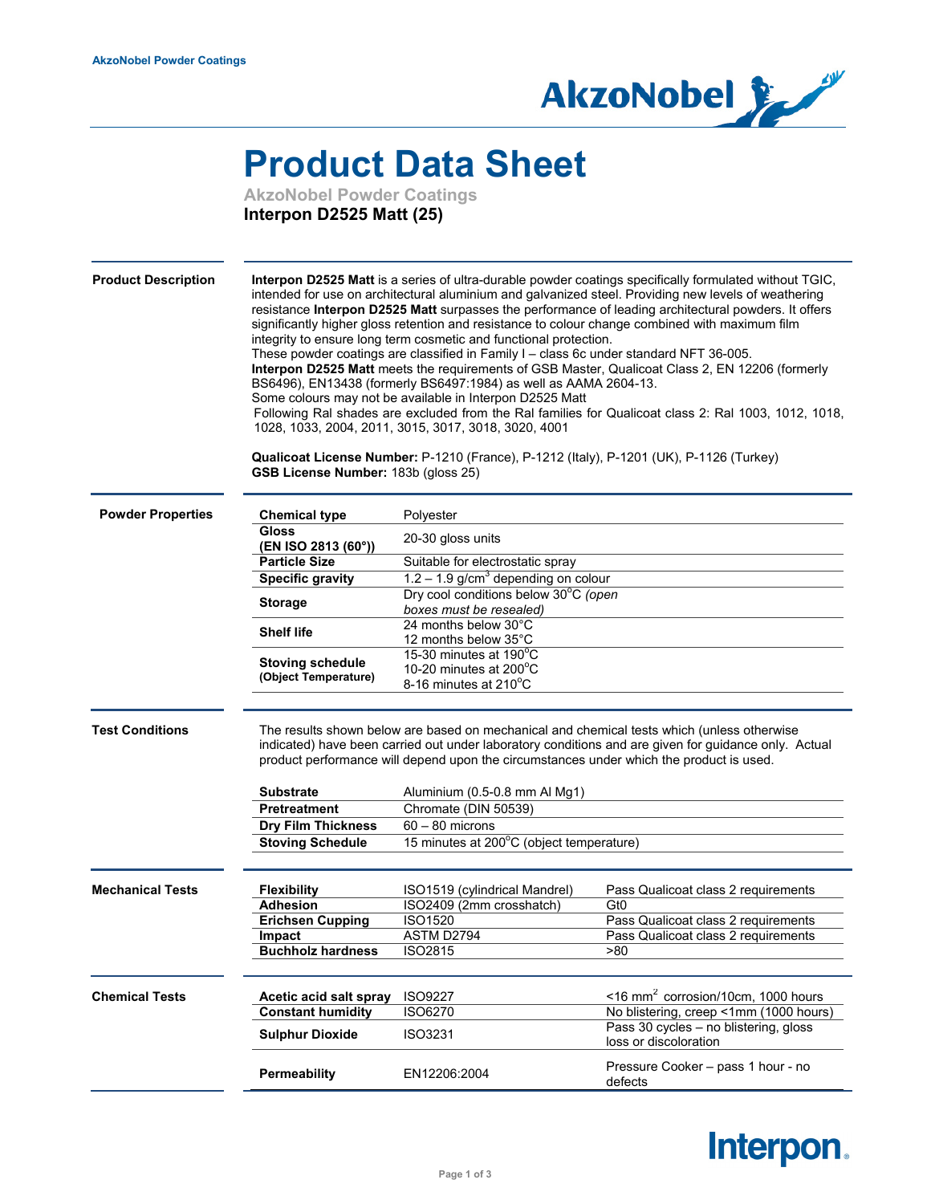AkzoNobel Powder Coatings

# Product Data Sheet

**AkzoNobel Powder Coatings**

**Interpon D2525 Matt (25)**

## Product Description

**Interpon D2525 Matt** is a series of ultra-durable powder coatings specifically formulated without TGIC, intended for use on architectural aluminium and galvanized steel. Providing new levels of weathering resistance **Interpon D2525 Matt** surpasses the performance of leading architectural powders. It offers significantly higher gloss retention and resistance to colour change combined with maximum film integrity to ensure long term cosmetic and functional protection.
These powder coatings are classified in Family I – class 6c under standard NFT 36-005.
**Interpon D2525 Matt** meets the requirements of GSB Master, Qualicoat Class 2, EN 12206 (formerly BS6496), EN13438 (formerly BS6497:1984) as well as AAMA 2604-13.
Some colours may not be available in Interpon D2525 Matt
Following Ral shades are excluded from the Ral families for Qualicoat class 2: Ral 1003, 1012, 1018, 1028, 1033, 2004, 2011, 3015, 3017, 3018, 3020, 4001

**Qualicoat License Number:** P-1210 (France), P-1212 (Italy), P-1201 (UK), P-1126 (Turkey)
**GSB License Number:** 183b (gloss 25)

## Powder Properties

| | |
|---|---|
| **Chemical type** | Polyester |
| **Gloss (EN ISO 2813 (60°))** | 20-30 gloss units |
| **Particle Size** | Suitable for electrostatic spray |
| **Specific gravity** | 1.2 – 1.9 g/cm³ depending on colour |
| **Storage** | Dry cool conditions below 30°C *(open boxes must be resealed)* |
| **Shelf life** | 24 months below 30°C<br>12 months below 35°C |
| **Stoving schedule (Object Temperature)** | 15-30 minutes at 190°C<br>10-20 minutes at 200°C<br>8-16 minutes at 210°C |

## Test Conditions

The results shown below are based on mechanical and chemical tests which (unless otherwise indicated) have been carried out under laboratory conditions and are given for guidance only. Actual product performance will depend upon the circumstances under which the product is used.

| | |
|---|---|
| **Substrate** | Aluminium (0.5-0.8 mm Al Mg1) |
| **Pretreatment** | Chromate (DIN 50539) |
| **Dry Film Thickness** | 60 – 80 microns |
| **Stoving Schedule** | 15 minutes at 200°C (object temperature) |

## Mechanical Tests

| | | |
|---|---|---|
| **Flexibility** | ISO1519 (cylindrical Mandrel) | Pass Qualicoat class 2 requirements |
| **Adhesion** | ISO2409 (2mm crosshatch) | Gt0 |
| **Erichsen Cupping** | ISO1520 | Pass Qualicoat class 2 requirements |
| **Impact** | ASTM D2794 | Pass Qualicoat class 2 requirements |
| **Buchholz hardness** | ISO2815 | >80 |

## Chemical Tests

| | | |
|---|---|---|
| **Acetic acid salt spray** | ISO9227 | <16 mm² corrosion/10cm, 1000 hours |
| **Constant humidity** | ISO6270 | No blistering, creep <1mm (1000 hours) |
| **Sulphur Dioxide** | ISO3231 | Pass 30 cycles – no blistering, gloss loss or discoloration |
| **Permeability** | EN12206:2004 | Pressure Cooker – pass 1 hour - no defects |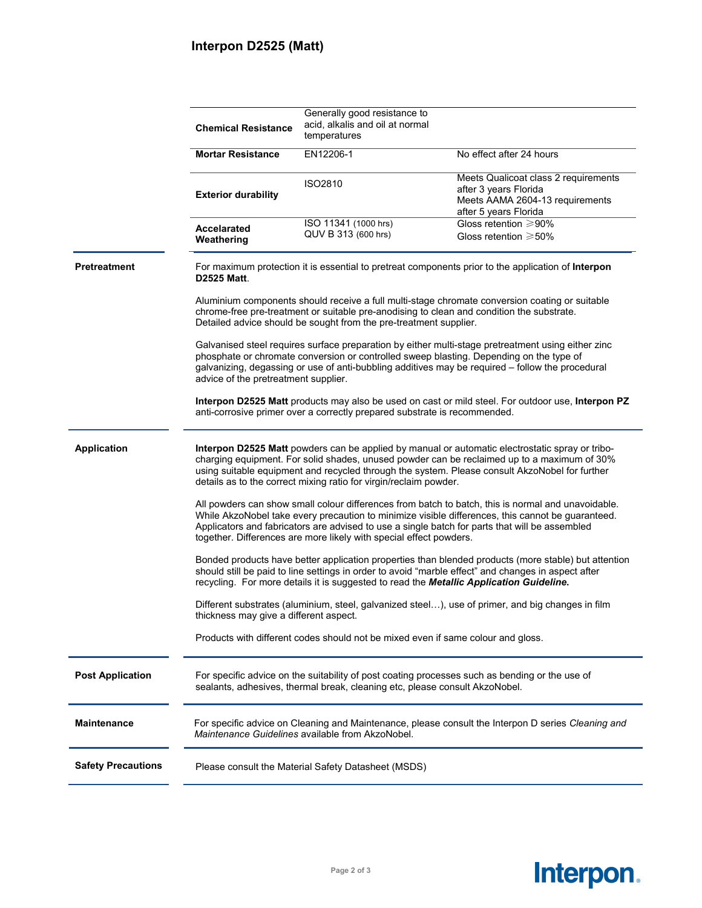# Interpon D2525 (Matt)

| | | |
|---|---|---|
| **Chemical Resistance** | Generally good resistance to acid, alkalis and oil at normal temperatures | |
| **Mortar Resistance** | EN12206-1 | No effect after 24 hours |
| **Exterior durability** | ISO2810 | Meets Qualicoat class 2 requirements after 3 years Florida<br>Meets AAMA 2604-13 requirements after 5 years Florida |
| **Accelarated Weathering** | ISO 11341 (1000 hrs)<br>QUV B 313 (600 hrs) | Gloss retention ≥90%<br>Gloss retention ≥50% |

## Pretreatment

For maximum protection it is essential to pretreat components prior to the application of **Interpon D2525 Matt**.

Aluminium components should receive a full multi-stage chromate conversion coating or suitable chrome-free pre-treatment or suitable pre-anodising to clean and condition the substrate. Detailed advice should be sought from the pre-treatment supplier.

Galvanised steel requires surface preparation by either multi-stage pretreatment using either zinc phosphate or chromate conversion or controlled sweep blasting. Depending on the type of galvanizing, degassing or use of anti-bubbling additives may be required – follow the procedural advice of the pretreatment supplier.

**Interpon D2525 Matt** products may also be used on cast or mild steel. For outdoor use, **Interpon PZ** anti-corrosive primer over a correctly prepared substrate is recommended.

## Application

**Interpon D2525 Matt** powders can be applied by manual or automatic electrostatic spray or tribo-charging equipment. For solid shades, unused powder can be reclaimed up to a maximum of 30% using suitable equipment and recycled through the system. Please consult AkzoNobel for further details as to the correct mixing ratio for virgin/reclaim powder.

All powders can show small colour differences from batch to batch, this is normal and unavoidable. While AkzoNobel take every precaution to minimize visible differences, this cannot be guaranteed. Applicators and fabricators are advised to use a single batch for parts that will be assembled together. Differences are more likely with special effect powders.

Bonded products have better application properties than blended products (more stable) but attention should still be paid to line settings in order to avoid "marble effect" and changes in aspect after recycling. For more details it is suggested to read the ***Metallic Application Guideline.***

Different substrates (aluminium, steel, galvanized steel…), use of primer, and big changes in film thickness may give a different aspect.

Products with different codes should not be mixed even if same colour and gloss.

## Post Application

For specific advice on the suitability of post coating processes such as bending or the use of sealants, adhesives, thermal break, cleaning etc, please consult AkzoNobel.

## Maintenance

For specific advice on Cleaning and Maintenance, please consult the Interpon D series *Cleaning and Maintenance Guidelines* available from AkzoNobel.

## Safety Precautions

Please consult the Material Safety Datasheet (MSDS)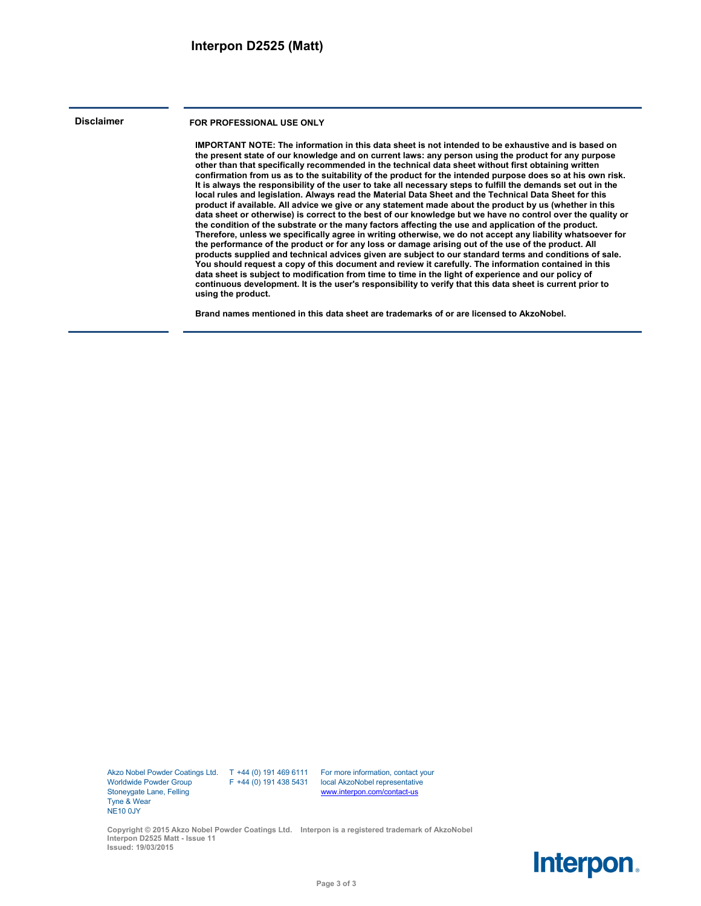## Disclaimer

**FOR PROFESSIONAL USE ONLY**

**IMPORTANT NOTE: The information in this data sheet is not intended to be exhaustive and is based on the present state of our knowledge and on current laws: any person using the product for any purpose other than that specifically recommended in the technical data sheet without first obtaining written confirmation from us as to the suitability of the product for the intended purpose does so at his own risk. It is always the responsibility of the user to take all necessary steps to fulfill the demands set out in the local rules and legislation. Always read the Material Data Sheet and the Technical Data Sheet for this product if available. All advice we give or any statement made about the product by us (whether in this data sheet or otherwise) is correct to the best of our knowledge but we have no control over the quality or the condition of the substrate or the many factors affecting the use and application of the product. Therefore, unless we specifically agree in writing otherwise, we do not accept any liability whatsoever for the performance of the product or for any loss or damage arising out of the use of the product. All products supplied and technical advices given are subject to our standard terms and conditions of sale. You should request a copy of this document and review it carefully. The information contained in this data sheet is subject to modification from time to time in the light of experience and our policy of continuous development. It is the user's responsibility to verify that this data sheet is current prior to using the product.**

**Brand names mentioned in this data sheet are trademarks of or are licensed to AkzoNobel.**

Akzo Nobel Powder Coatings Ltd.
Worldwide Powder Group
Stoneygate Lane, Felling
Tyne & Wear
NE10 0JY

T +44 (0) 191 469 6111
F +44 (0) 191 438 5431

For more information, contact your local AkzoNobel representative
www.interpon.com/contact-us

**Copyright © 2015 Akzo Nobel Powder Coatings Ltd. Interpon is a registered trademark of AkzoNobel**
**Interpon D2525 Matt - Issue 11**
**Issued: 19/03/2015**